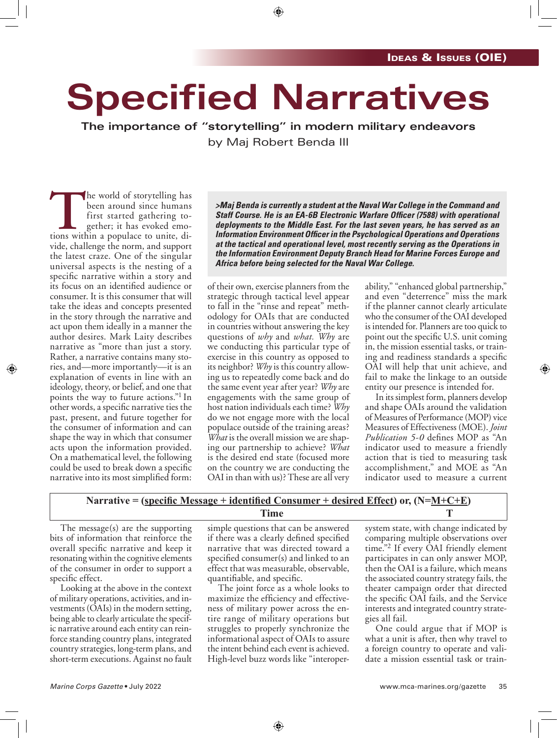IDEAS & ISSUES (OIE)

# Specified Narratives

### The importance of "storytelling" in modern military endeavors

by Maj Robert Benda III

**>Maj Benda is currently a student at the Naval War College in the Command and Staff Course. He is an EA-6B Electronic Warfare Officer (7588) with operational deployments to the Middle East. For the last seven years, he has served as an Information Environment Officer in the Psychological Operations and Operations at the tactical and operational level, most recently serving as the Operations in the Information Environment Deputy Branch Head for Marine Forces Europe and Africa before being selected for the Naval War College.**

The world of storytelling has been around since humans first started gathering together; it has evoked emotions within a populace to unite, divide, challenge the norm, and support the latest craze. One of the singular universal aspects is the nesting of a specific narrative within a story and its focus on an identified audience or consumer. It is this consumer that will take the ideas and concepts presented in the story through the narrative and act upon them ideally in a manner the author desires. Mark Laity describes narrative as "more than just a story. Rather, a narrative contains many stories, and—more importantly—it is an explanation of events in line with an ideology, theory, or belief, and one that points the way to future actions."[1] In other words, a specific narrative ties the past, present, and future together for the consumer of information and can shape the way in which that consumer acts upon the information provided. On a mathematical level, the following could be used to break down a specific narrative into its most simplified form:

**Narrative = (specific Message + identified Consumer + desired Effect) / Time or, (N=M+C+E) / T**

The message(s) are the supporting bits of information that reinforce the overall specific narrative and keep it resonating within the cognitive elements of the consumer in order to support a specific effect.

Looking at the above in the context of military operations, activities, and investments (OAIs) in the modern setting, being able to clearly articulate the specific narrative around each entity can reinforce standing country plans, integrated country strategies, long-term plans, and short-term executions. Against no fault of their own, exercise planners from the strategic through tactical level appear to fall in the "rinse and repeat" methodology for OAIs that are conducted in countries without answering the key questions of *why* and *what. Why* are we conducting this particular type of exercise in this country as opposed to its neighbor? *Why* is this country allowing us to repeatedly come back and do the same event year after year? *Why* are engagements with the same group of host nation individuals each time? *Why* do we not engage more with the local populace outside of the training areas? *What* is the overall mission we are shaping our partnership to achieve? *What* is the desired end state (focused more on the country we are conducting the OAI in than with us)? These are all very simple questions that can be answered if there was a clearly defined specified narrative that was directed toward a specified consumer(s) and linked to an effect that was measurable, observable, quantifiable, and specific.

The joint force as a whole looks to maximize the efficiency and effectiveness of military power across the entire range of military operations but struggles to properly synchronize the informational aspect of OAIs to assure the intent behind each event is achieved. High-level buzz words like "interoperability," "enhanced global partnership," and even "deterrence" miss the mark if the planner cannot clearly articulate who the consumer of the OAI developed is intended for. Planners are too quick to point out the specific U.S. unit coming in, the mission essential tasks, or training and readiness standards a specific OAI will help that unit achieve, and fail to make the linkage to an outside entity our presence is intended for.

In its simplest form, planners develop and shape OAIs around the validation of Measures of Performance (MOP) vice Measures of Effectiveness (MOE). *Joint Publication 5-0* defines MOP as "An indicator used to measure a friendly action that is tied to measuring task accomplishment," and MOE as "An indicator used to measure a current system state, with change indicated by comparing multiple observations over time."[2] If every OAI friendly element participates in can only answer MOP, then the OAI is a failure, which means the associated country strategy fails, the theater campaign order that directed the specific OAI fails, and the Service interests and integrated country strategies all fail.

One could argue that if MOP is what a unit is after, then why travel to a foreign country to operate and validate a mission essential task or train-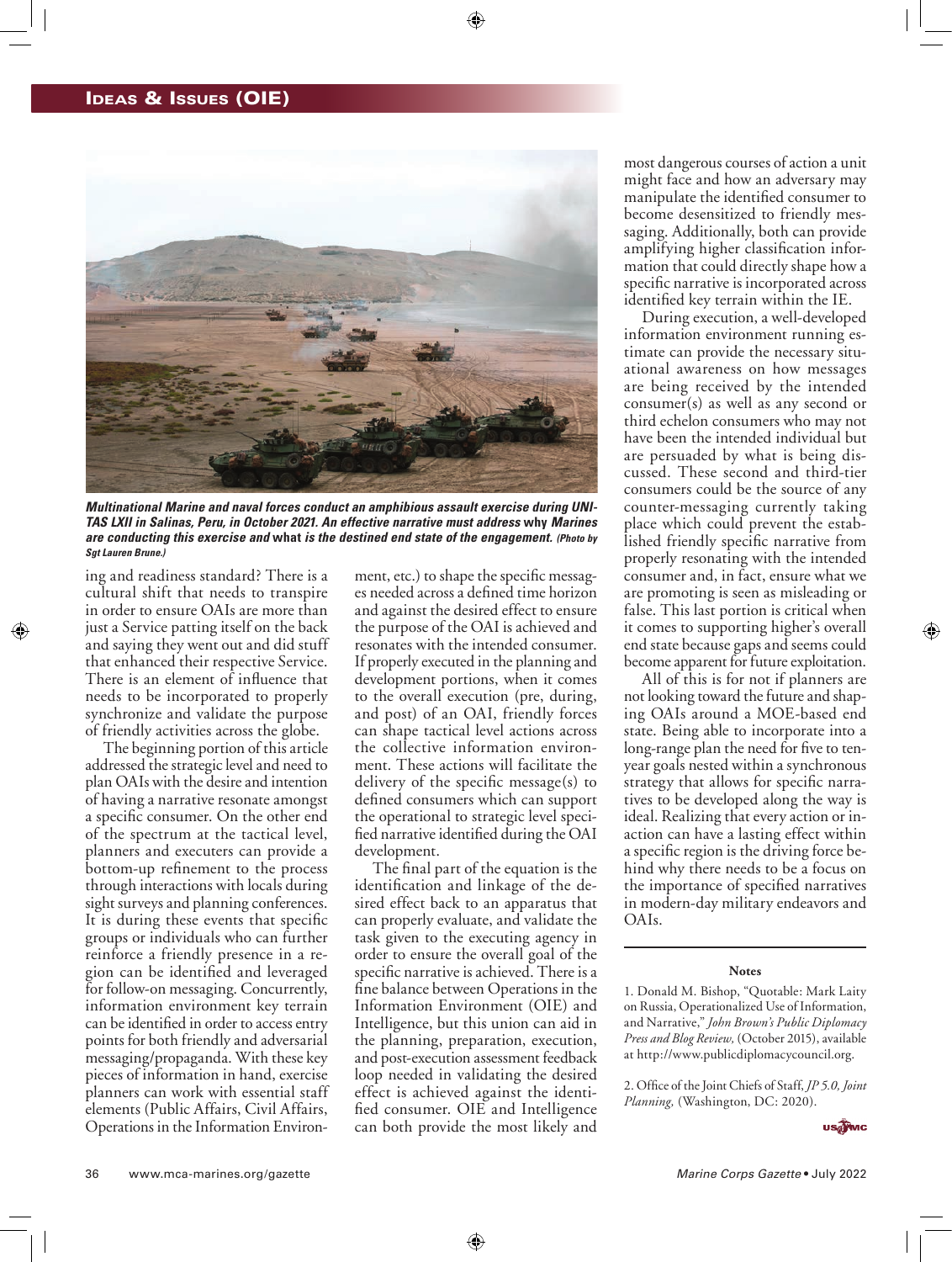*Multinational Marine and naval forces conduct an amphibious assault exercise during UNITAS LXII in Salinas, Peru, in October 2021. An effective narrative must address* **why** *Marines are conducting this exercise and* **what** *is the destined end state of the engagement. (Photo by Sgt Lauren Brune.)*

ing and readiness standard? There is a cultural shift that needs to transpire in order to ensure OAIs are more than just a Service patting itself on the back and saying they went out and did stuff that enhanced their respective Service. There is an element of influence that needs to be incorporated to properly synchronize and validate the purpose of friendly activities across the globe.

The beginning portion of this article addressed the strategic level and need to plan OAIs with the desire and intention of having a narrative resonate amongst a specific consumer. On the other end of the spectrum at the tactical level, planners and executers can provide a bottom-up refinement to the process through interactions with locals during sight surveys and planning conferences. It is during these events that specific groups or individuals who can further reinforce a friendly presence in a region can be identified and leveraged for follow-on messaging. Concurrently, information environment key terrain can be identified in order to access entry points for both friendly and adversarial messaging/propaganda. With these key pieces of information in hand, exercise planners can work with essential staff elements (Public Affairs, Civil Affairs, Operations in the Information Environment, etc.) to shape the specific messages needed across a defined time horizon and against the desired effect to ensure the purpose of the OAI is achieved and resonates with the intended consumer. If properly executed in the planning and development portions, when it comes to the overall execution (pre, during, and post) of an OAI, friendly forces can shape tactical level actions across the collective information environment. These actions will facilitate the delivery of the specific message(s) to defined consumers which can support the operational to strategic level specified narrative identified during the OAI development.

The final part of the equation is the identification and linkage of the desired effect back to an apparatus that can properly evaluate, and validate the task given to the executing agency in order to ensure the overall goal of the specific narrative is achieved. There is a fine balance between Operations in the Information Environment (OIE) and Intelligence, but this union can aid in the planning, preparation, execution, and post-execution assessment feedback loop needed in validating the desired effect is achieved against the identified consumer. OIE and Intelligence can both provide the most likely and most dangerous courses of action a unit might face and how an adversary may manipulate the identified consumer to become desensitized to friendly messaging. Additionally, both can provide amplifying higher classification information that could directly shape how a specific narrative is incorporated across identified key terrain within the IE.

During execution, a well-developed information environment running estimate can provide the necessary situational awareness on how messages are being received by the intended consumer(s) as well as any second or third echelon consumers who may not have been the intended individual but are persuaded by what is being discussed. These second and third-tier consumers could be the source of any counter-messaging currently taking place which could prevent the established friendly specific narrative from properly resonating with the intended consumer and, in fact, ensure what we are promoting is seen as misleading or false. This last portion is critical when it comes to supporting higher's overall end state because gaps and seems could become apparent for future exploitation.

All of this is for not if planners are not looking toward the future and shaping OAIs around a MOE-based end state. Being able to incorporate into a long-range plan the need for five to ten-year goals nested within a synchronous strategy that allows for specific narratives to be developed along the way is ideal. Realizing that every action or inaction can have a lasting effect within a specific region is the driving force behind why there needs to be a focus on the importance of specified narratives in modern-day military endeavors and OAIs.

**Notes**

1. Donald M. Bishop, "Quotable: Mark Laity on Russia, Operationalized Use of Information, and Narrative," *John Brown's Public Diplomacy Press and Blog Review,* (October 2015), available at http://www.publicdiplomacycouncil.org.

2. Office of the Joint Chiefs of Staff, *JP 5.0, Joint Planning,* (Washington, DC: 2020).